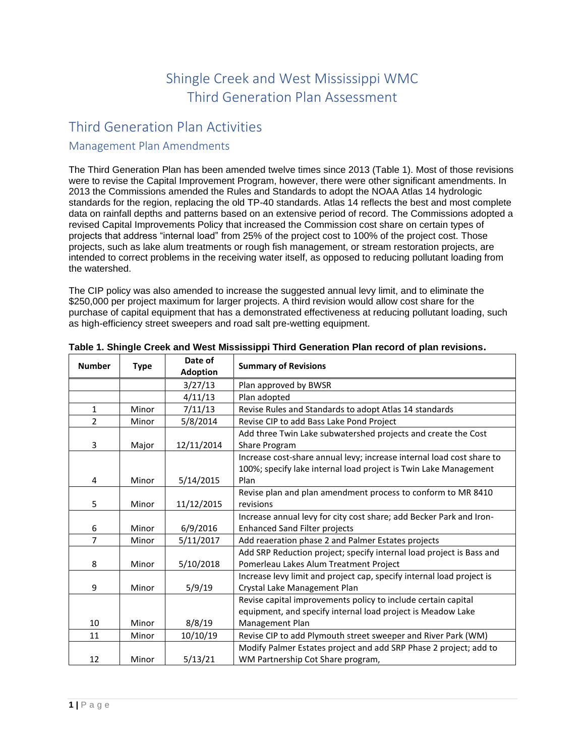# Shingle Creek and West Mississippi WMC Third Generation Plan Assessment

## Third Generation Plan Activities

### Management Plan Amendments

The Third Generation Plan has been amended twelve times since 2013 (Table 1). Most of those revisions were to revise the Capital Improvement Program, however, there were other significant amendments. In 2013 the Commissions amended the Rules and Standards to adopt the NOAA Atlas 14 hydrologic standards for the region, replacing the old TP-40 standards. Atlas 14 reflects the best and most complete data on rainfall depths and patterns based on an extensive period of record. The Commissions adopted a revised Capital Improvements Policy that increased the Commission cost share on certain types of projects that address "internal load" from 25% of the project cost to 100% of the project cost. Those projects, such as lake alum treatments or rough fish management, or stream restoration projects, are intended to correct problems in the receiving water itself, as opposed to reducing pollutant loading from the watershed.

The CIP policy was also amended to increase the suggested annual levy limit, and to eliminate the $250,000 per project maximum for larger projects. A third revision would allow cost share for the purchase of capital equipment that has a demonstrated effectiveness at reducing pollutant loading, such as high-efficiency street sweepers and road salt pre-wetting equipment.

**Table 1. Shingle Creek and West Mississippi Third Generation Plan record of plan revisions.**

| Number | Type | Date of Adoption | Summary of Revisions |
|---|---|---|---|
| | | 3/27/13 | Plan approved by BWSR |
| | | 4/11/13 | Plan adopted |
| 1 | Minor | 7/11/13 | Revise Rules and Standards to adopt Atlas 14 standards |
| 2 | Minor | 5/8/2014 | Revise CIP to add Bass Lake Pond Project |
| 3 | Major | 12/11/2014 | Add three Twin Lake subwatershed projects and create the Cost Share Program |
| 4 | Minor | 5/14/2015 | Increase cost-share annual levy; increase internal load cost share to 100%; specify lake internal load project is Twin Lake Management Plan |
| 5 | Minor | 11/12/2015 | Revise plan and plan amendment process to conform to MR 8410 revisions |
| 6 | Minor | 6/9/2016 | Increase annual levy for city cost share; add Becker Park and Iron-Enhanced Sand Filter projects |
| 7 | Minor | 5/11/2017 | Add reaeration phase 2 and Palmer Estates projects |
| 8 | Minor | 5/10/2018 | Add SRP Reduction project; specify internal load project is Bass and Pomerleau Lakes Alum Treatment Project |
| 9 | Minor | 5/9/19 | Increase levy limit and project cap, specify internal load project is Crystal Lake Management Plan |
| 10 | Minor | 8/8/19 | Revise capital improvements policy to include certain capital equipment, and specify internal load project is Meadow Lake Management Plan |
| 11 | Minor | 10/10/19 | Revise CIP to add Plymouth street sweeper and River Park (WM) |
| 12 | Minor | 5/13/21 | Modify Palmer Estates project and add SRP Phase 2 project; add to WM Partnership Cot Share program, |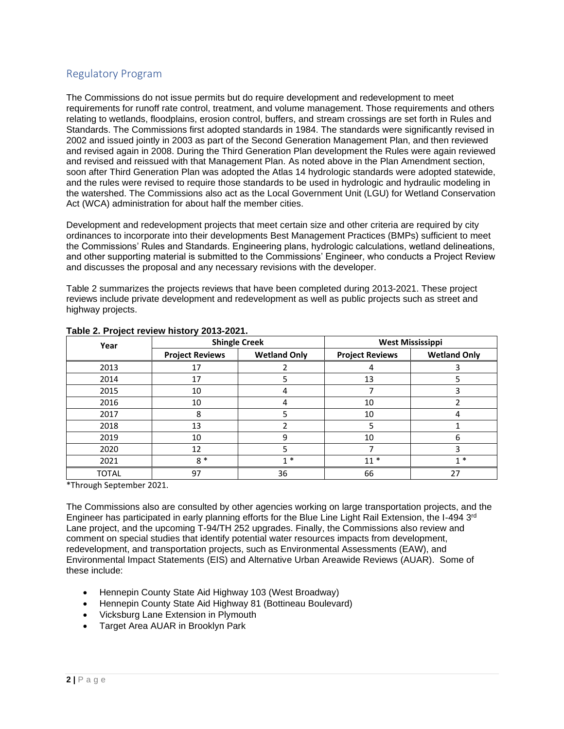## Regulatory Program

The Commissions do not issue permits but do require development and redevelopment to meet requirements for runoff rate control, treatment, and volume management. Those requirements and others relating to wetlands, floodplains, erosion control, buffers, and stream crossings are set forth in Rules and Standards. The Commissions first adopted standards in 1984. The standards were significantly revised in 2002 and issued jointly in 2003 as part of the Second Generation Management Plan, and then reviewed and revised again in 2008. During the Third Generation Plan development the Rules were again reviewed and revised and reissued with that Management Plan. As noted above in the Plan Amendment section, soon after Third Generation Plan was adopted the Atlas 14 hydrologic standards were adopted statewide, and the rules were revised to require those standards to be used in hydrologic and hydraulic modeling in the watershed. The Commissions also act as the Local Government Unit (LGU) for Wetland Conservation Act (WCA) administration for about half the member cities.

Development and redevelopment projects that meet certain size and other criteria are required by city ordinances to incorporate into their developments Best Management Practices (BMPs) sufficient to meet the Commissions' Rules and Standards. Engineering plans, hydrologic calculations, wetland delineations, and other supporting material is submitted to the Commissions' Engineer, who conducts a Project Review and discusses the proposal and any necessary revisions with the developer.

Table 2 summarizes the projects reviews that have been completed during 2013-2021. These project reviews include private development and redevelopment as well as public projects such as street and highway projects.

**Table 2. Project review history 2013-2021.**

| Year | Shingle Creek | | West Mississippi | |
|---|---|---|---|---|
| | Project Reviews | Wetland Only | Project Reviews | Wetland Only |
| 2013 | 17 | 2 | 4 | 3 |
| 2014 | 17 | 5 | 13 | 5 |
| 2015 | 10 | 4 | 7 | 3 |
| 2016 | 10 | 4 | 10 | 2 |
| 2017 | 8 | 5 | 10 | 4 |
| 2018 | 13 | 2 | 5 | 1 |
| 2019 | 10 | 9 | 10 | 6 |
| 2020 | 12 | 5 | 7 | 3 |
| 2021 | 8 * | 1 * | 11 * | 1 * |
| TOTAL | 97 | 36 | 66 | 27 |

*Through September 2021.

The Commissions also are consulted by other agencies working on large transportation projects, and the Engineer has participated in early planning efforts for the Blue Line Light Rail Extension, the I-494 3rd Lane project, and the upcoming T-94/TH 252 upgrades. Finally, the Commissions also review and comment on special studies that identify potential water resources impacts from development, redevelopment, and transportation projects, such as Environmental Assessments (EAW), and Environmental Impact Statements (EIS) and Alternative Urban Areawide Reviews (AUAR). Some of these include:

- Hennepin County State Aid Highway 103 (West Broadway)
- Hennepin County State Aid Highway 81 (Bottineau Boulevard)
- Vicksburg Lane Extension in Plymouth
- Target Area AUAR in Brooklyn Park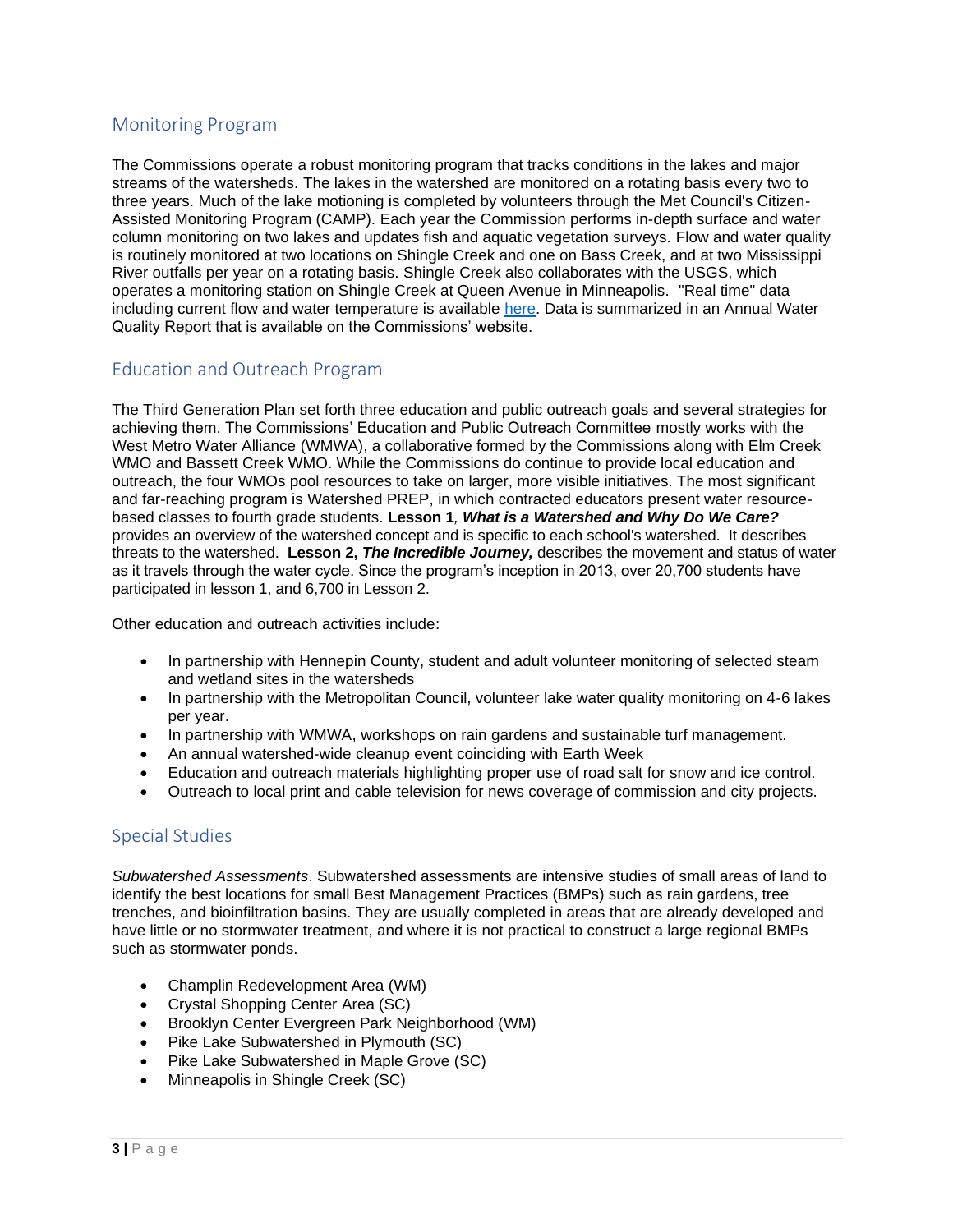## Monitoring Program

The Commissions operate a robust monitoring program that tracks conditions in the lakes and major streams of the watersheds. The lakes in the watershed are monitored on a rotating basis every two to three years. Much of the lake motioning is completed by volunteers through the Met Council's Citizen-Assisted Monitoring Program (CAMP). Each year the Commission performs in-depth surface and water column monitoring on two lakes and updates fish and aquatic vegetation surveys. Flow and water quality is routinely monitored at two locations on Shingle Creek and one on Bass Creek, and at two Mississippi River outfalls per year on a rotating basis. Shingle Creek also collaborates with the USGS, which operates a monitoring station on Shingle Creek at Queen Avenue in Minneapolis. "Real time" data including current flow and water temperature is available here. Data is summarized in an Annual Water Quality Report that is available on the Commissions' website.

## Education and Outreach Program

The Third Generation Plan set forth three education and public outreach goals and several strategies for achieving them. The Commissions' Education and Public Outreach Committee mostly works with the West Metro Water Alliance (WMWA), a collaborative formed by the Commissions along with Elm Creek WMO and Bassett Creek WMO. While the Commissions do continue to provide local education and outreach, the four WMOs pool resources to take on larger, more visible initiatives. The most significant and far-reaching program is Watershed PREP, in which contracted educators present water resource-based classes to fourth grade students. **Lesson 1***, **What is a Watershed and Why Do We Care?*** provides an overview of the watershed concept and is specific to each school's watershed. It describes threats to the watershed. **Lesson 2, *The Incredible Journey,*** describes the movement and status of water as it travels through the water cycle. Since the program's inception in 2013, over 20,700 students have participated in lesson 1, and 6,700 in Lesson 2.

Other education and outreach activities include:

- In partnership with Hennepin County, student and adult volunteer monitoring of selected steam and wetland sites in the watersheds
- In partnership with the Metropolitan Council, volunteer lake water quality monitoring on 4-6 lakes per year.
- In partnership with WMWA, workshops on rain gardens and sustainable turf management.
- An annual watershed-wide cleanup event coinciding with Earth Week
- Education and outreach materials highlighting proper use of road salt for snow and ice control.
- Outreach to local print and cable television for news coverage of commission and city projects.

## Special Studies

*Subwatershed Assessments*. Subwatershed assessments are intensive studies of small areas of land to identify the best locations for small Best Management Practices (BMPs) such as rain gardens, tree trenches, and bioinfiltration basins. They are usually completed in areas that are already developed and have little or no stormwater treatment, and where it is not practical to construct a large regional BMPs such as stormwater ponds.

- Champlin Redevelopment Area (WM)
- Crystal Shopping Center Area (SC)
- Brooklyn Center Evergreen Park Neighborhood (WM)
- Pike Lake Subwatershed in Plymouth (SC)
- Pike Lake Subwatershed in Maple Grove (SC)
- Minneapolis in Shingle Creek (SC)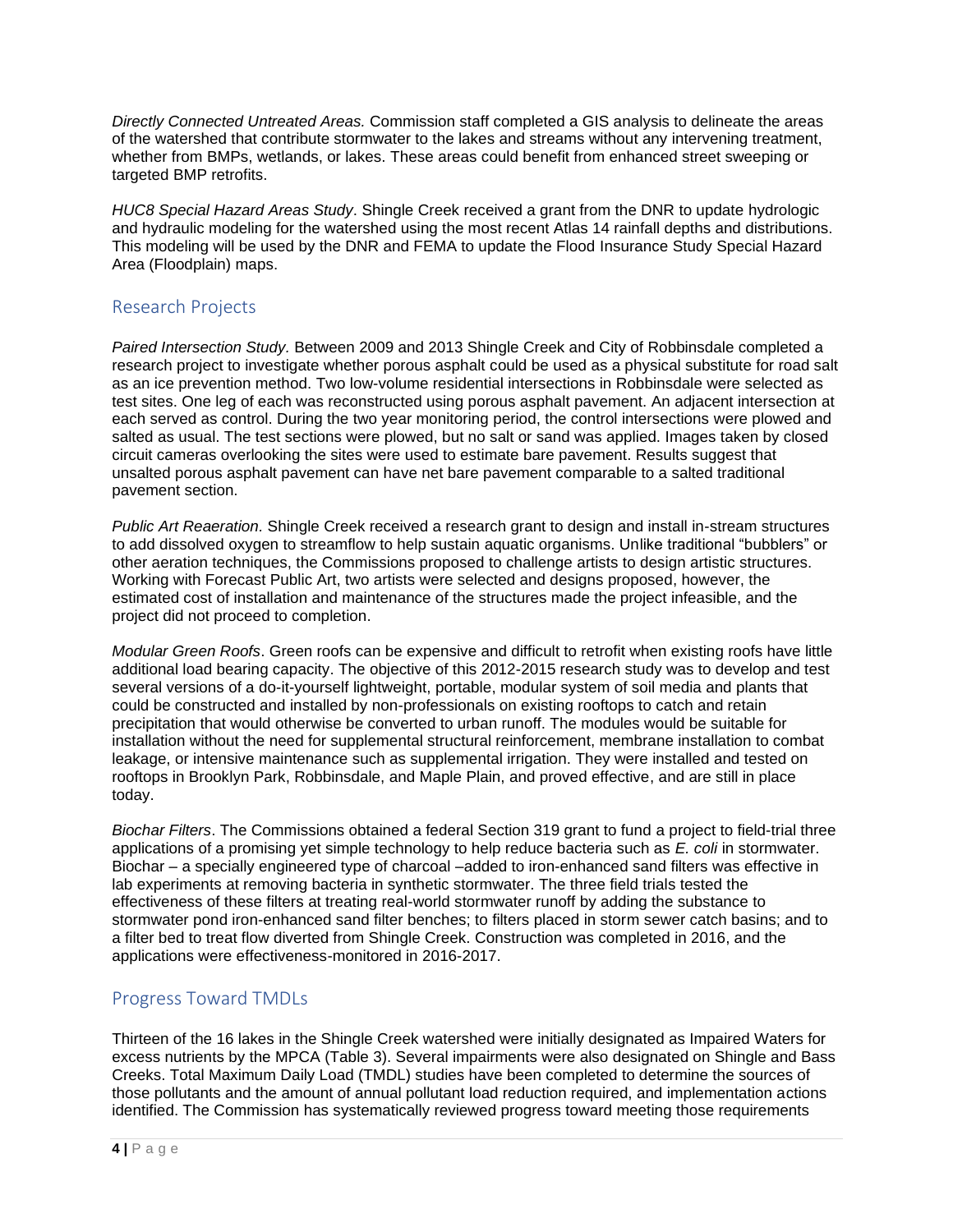*Directly Connected Untreated Areas.* Commission staff completed a GIS analysis to delineate the areas of the watershed that contribute stormwater to the lakes and streams without any intervening treatment, whether from BMPs, wetlands, or lakes. These areas could benefit from enhanced street sweeping or targeted BMP retrofits.

*HUC8 Special Hazard Areas Study*. Shingle Creek received a grant from the DNR to update hydrologic and hydraulic modeling for the watershed using the most recent Atlas 14 rainfall depths and distributions. This modeling will be used by the DNR and FEMA to update the Flood Insurance Study Special Hazard Area (Floodplain) maps.

## Research Projects

*Paired Intersection Study.* Between 2009 and 2013 Shingle Creek and City of Robbinsdale completed a research project to investigate whether porous asphalt could be used as a physical substitute for road salt as an ice prevention method. Two low-volume residential intersections in Robbinsdale were selected as test sites. One leg of each was reconstructed using porous asphalt pavement. An adjacent intersection at each served as control. During the two year monitoring period, the control intersections were plowed and salted as usual. The test sections were plowed, but no salt or sand was applied. Images taken by closed circuit cameras overlooking the sites were used to estimate bare pavement. Results suggest that unsalted porous asphalt pavement can have net bare pavement comparable to a salted traditional pavement section.

*Public Art Reaeration.* Shingle Creek received a research grant to design and install in-stream structures to add dissolved oxygen to streamflow to help sustain aquatic organisms. Unlike traditional "bubblers" or other aeration techniques, the Commissions proposed to challenge artists to design artistic structures. Working with Forecast Public Art, two artists were selected and designs proposed, however, the estimated cost of installation and maintenance of the structures made the project infeasible, and the project did not proceed to completion.

*Modular Green Roofs*. Green roofs can be expensive and difficult to retrofit when existing roofs have little additional load bearing capacity. The objective of this 2012-2015 research study was to develop and test several versions of a do-it-yourself lightweight, portable, modular system of soil media and plants that could be constructed and installed by non-professionals on existing rooftops to catch and retain precipitation that would otherwise be converted to urban runoff. The modules would be suitable for installation without the need for supplemental structural reinforcement, membrane installation to combat leakage, or intensive maintenance such as supplemental irrigation. They were installed and tested on rooftops in Brooklyn Park, Robbinsdale, and Maple Plain, and proved effective, and are still in place today.

*Biochar Filters*. The Commissions obtained a federal Section 319 grant to fund a project to field-trial three applications of a promising yet simple technology to help reduce bacteria such as *E. coli* in stormwater. Biochar – a specially engineered type of charcoal –added to iron-enhanced sand filters was effective in lab experiments at removing bacteria in synthetic stormwater. The three field trials tested the effectiveness of these filters at treating real-world stormwater runoff by adding the substance to stormwater pond iron-enhanced sand filter benches; to filters placed in storm sewer catch basins; and to a filter bed to treat flow diverted from Shingle Creek. Construction was completed in 2016, and the applications were effectiveness-monitored in 2016-2017.

## Progress Toward TMDLs

Thirteen of the 16 lakes in the Shingle Creek watershed were initially designated as Impaired Waters for excess nutrients by the MPCA (Table 3). Several impairments were also designated on Shingle and Bass Creeks. Total Maximum Daily Load (TMDL) studies have been completed to determine the sources of those pollutants and the amount of annual pollutant load reduction required, and implementation actions identified. The Commission has systematically reviewed progress toward meeting those requirements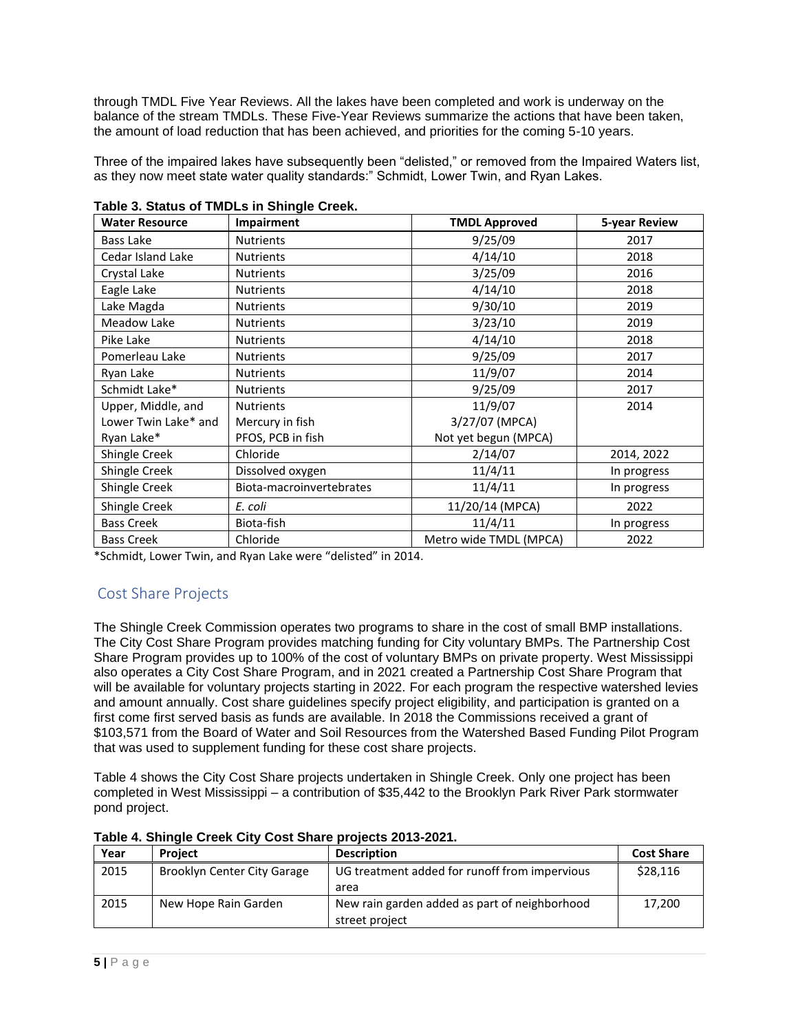through TMDL Five Year Reviews. All the lakes have been completed and work is underway on the balance of the stream TMDLs. These Five-Year Reviews summarize the actions that have been taken, the amount of load reduction that has been achieved, and priorities for the coming 5-10 years.

Three of the impaired lakes have subsequently been "delisted," or removed from the Impaired Waters list, as they now meet state water quality standards:" Schmidt, Lower Twin, and Ryan Lakes.

**Table 3. Status of TMDLs in Shingle Creek.**

| Water Resource | Impairment | TMDL Approved | 5-year Review |
|---|---|---|---|
| Bass Lake | Nutrients | 9/25/09 | 2017 |
| Cedar Island Lake | Nutrients | 4/14/10 | 2018 |
| Crystal Lake | Nutrients | 3/25/09 | 2016 |
| Eagle Lake | Nutrients | 4/14/10 | 2018 |
| Lake Magda | Nutrients | 9/30/10 | 2019 |
| Meadow Lake | Nutrients | 3/23/10 | 2019 |
| Pike Lake | Nutrients | 4/14/10 | 2018 |
| Pomerleau Lake | Nutrients | 9/25/09 | 2017 |
| Ryan Lake | Nutrients | 11/9/07 | 2014 |
| Schmidt Lake* | Nutrients | 9/25/09 | 2017 |
| Upper, Middle, and Lower Twin Lake* and Ryan Lake* | Nutrients<br>Mercury in fish<br>PFOS, PCB in fish | 11/9/07<br>3/27/07 (MPCA)<br>Not yet begun (MPCA) | 2014 |
| Shingle Creek | Chloride | 2/14/07 | 2014, 2022 |
| Shingle Creek | Dissolved oxygen | 11/4/11 | In progress |
| Shingle Creek | Biota-macroinvertebrates | 11/4/11 | In progress |
| Shingle Creek | *E. coli* | 11/20/14 (MPCA) | 2022 |
| Bass Creek | Biota-fish | 11/4/11 | In progress |
| Bass Creek | Chloride | Metro wide TMDL (MPCA) | 2022 |

*Schmidt, Lower Twin, and Ryan Lake were "delisted" in 2014.

## Cost Share Projects

The Shingle Creek Commission operates two programs to share in the cost of small BMP installations. The City Cost Share Program provides matching funding for City voluntary BMPs. The Partnership Cost Share Program provides up to 100% of the cost of voluntary BMPs on private property. West Mississippi also operates a City Cost Share Program, and in 2021 created a Partnership Cost Share Program that will be available for voluntary projects starting in 2022. For each program the respective watershed levies and amount annually. Cost share guidelines specify project eligibility, and participation is granted on a first come first served basis as funds are available. In 2018 the Commissions received a grant of $103,571 from the Board of Water and Soil Resources from the Watershed Based Funding Pilot Program that was used to supplement funding for these cost share projects.

Table 4 shows the City Cost Share projects undertaken in Shingle Creek. Only one project has been completed in West Mississippi – a contribution of $35,442 to the Brooklyn Park River Park stormwater pond project.

**Table 4. Shingle Creek City Cost Share projects 2013-2021.**

| Year | Project | Description | Cost Share |
|---|---|---|---|
| 2015 | Brooklyn Center City Garage | UG treatment added for runoff from impervious area | $28,116 |
| 2015 | New Hope Rain Garden | New rain garden added as part of neighborhood street project | 17,200 |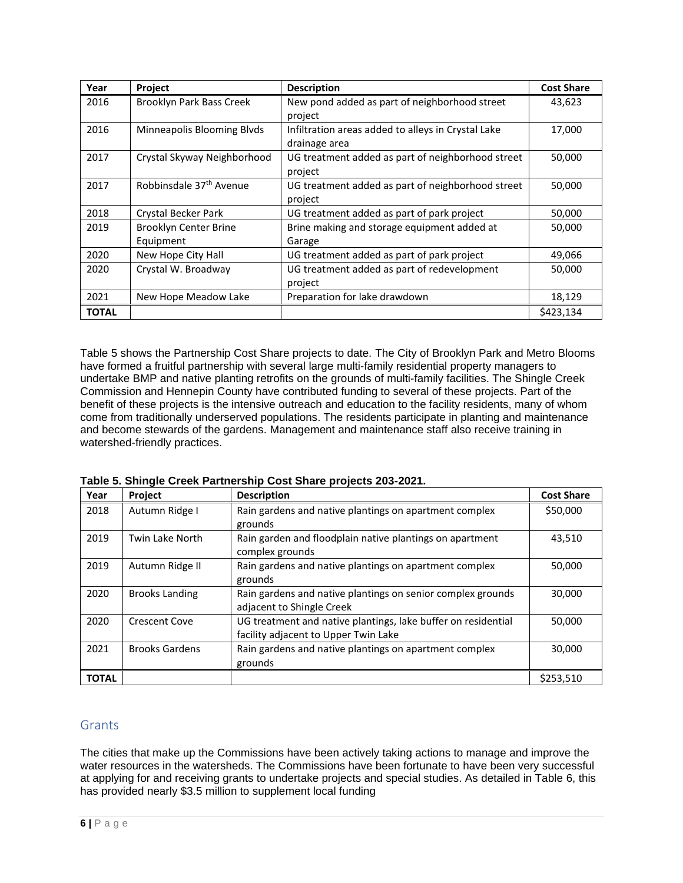| Year | Project | Description | Cost Share |
|---|---|---|---|
| 2016 | Brooklyn Park Bass Creek | New pond added as part of neighborhood street project | 43,623 |
| 2016 | Minneapolis Blooming Blvds | Infiltration areas added to alleys in Crystal Lake drainage area | 17,000 |
| 2017 | Crystal Skyway Neighborhood | UG treatment added as part of neighborhood street project | 50,000 |
| 2017 | Robbinsdale 37th Avenue | UG treatment added as part of neighborhood street project | 50,000 |
| 2018 | Crystal Becker Park | UG treatment added as part of park project | 50,000 |
| 2019 | Brooklyn Center Brine Equipment | Brine making and storage equipment added at Garage | 50,000 |
| 2020 | New Hope City Hall | UG treatment added as part of park project | 49,066 |
| 2020 | Crystal W. Broadway | UG treatment added as part of redevelopment project | 50,000 |
| 2021 | New Hope Meadow Lake | Preparation for lake drawdown | 18,129 |
| **TOTAL** | | | $423,134 |

Table 5 shows the Partnership Cost Share projects to date. The City of Brooklyn Park and Metro Blooms have formed a fruitful partnership with several large multi-family residential property managers to undertake BMP and native planting retrofits on the grounds of multi-family facilities. The Shingle Creek Commission and Hennepin County have contributed funding to several of these projects. Part of the benefit of these projects is the intensive outreach and education to the facility residents, many of whom come from traditionally underserved populations. The residents participate in planting and maintenance and become stewards of the gardens. Management and maintenance staff also receive training in watershed-friendly practices.

**Table 5. Shingle Creek Partnership Cost Share projects 203-2021.**

| Year | Project | Description | Cost Share |
|---|---|---|---|
| 2018 | Autumn Ridge I | Rain gardens and native plantings on apartment complex grounds | $50,000 |
| 2019 | Twin Lake North | Rain garden and floodplain native plantings on apartment complex grounds | 43,510 |
| 2019 | Autumn Ridge II | Rain gardens and native plantings on apartment complex grounds | 50,000 |
| 2020 | Brooks Landing | Rain gardens and native plantings on senior complex grounds adjacent to Shingle Creek | 30,000 |
| 2020 | Crescent Cove | UG treatment and native plantings, lake buffer on residential facility adjacent to Upper Twin Lake | 50,000 |
| 2021 | Brooks Gardens | Rain gardens and native plantings on apartment complex grounds | 30,000 |
| **TOTAL** | | | $253,510 |

## Grants

The cities that make up the Commissions have been actively taking actions to manage and improve the water resources in the watersheds. The Commissions have been fortunate to have been very successful at applying for and receiving grants to undertake projects and special studies. As detailed in Table 6, this has provided nearly $3.5 million to supplement local funding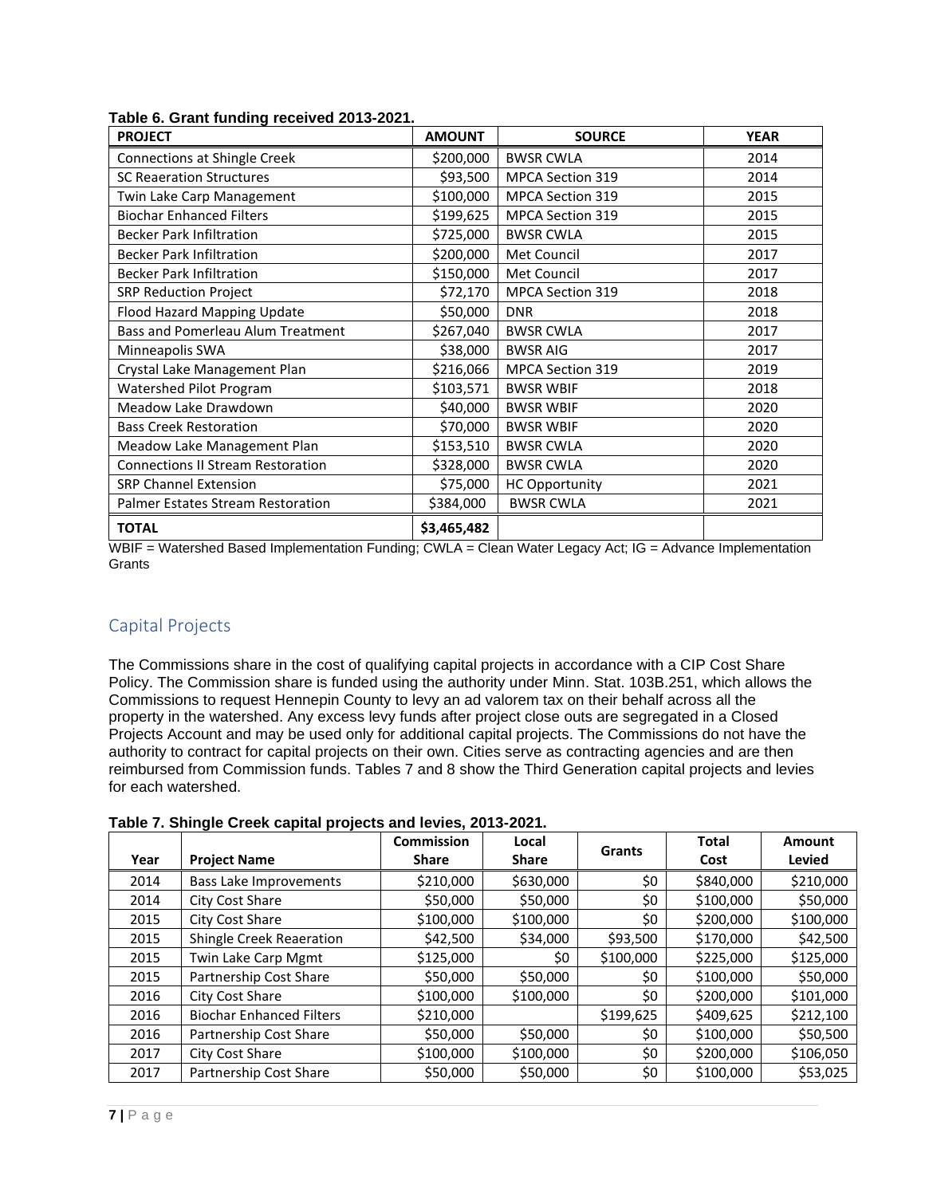**Table 6. Grant funding received 2013-2021.**

| PROJECT | AMOUNT | SOURCE | YEAR |
|---|---|---|---|
| Connections at Shingle Creek | $200,000 | BWSR CWLA | 2014 |
| SC Reaeration Structures | $93,500 | MPCA Section 319 | 2014 |
| Twin Lake Carp Management | $100,000 | MPCA Section 319 | 2015 |
| Biochar Enhanced Filters | $199,625 | MPCA Section 319 | 2015 |
| Becker Park Infiltration | $725,000 | BWSR CWLA | 2015 |
| Becker Park Infiltration | $200,000 | Met Council | 2017 |
| Becker Park Infiltration | $150,000 | Met Council | 2017 |
| SRP Reduction Project | $72,170 | MPCA Section 319 | 2018 |
| Flood Hazard Mapping Update | $50,000 | DNR | 2018 |
| Bass and Pomerleau Alum Treatment | $267,040 | BWSR CWLA | 2017 |
| Minneapolis SWA | $38,000 | BWSR AIG | 2017 |
| Crystal Lake Management Plan | $216,066 | MPCA Section 319 | 2019 |
| Watershed Pilot Program | $103,571 | BWSR WBIF | 2018 |
| Meadow Lake Drawdown | $40,000 | BWSR WBIF | 2020 |
| Bass Creek Restoration | $70,000 | BWSR WBIF | 2020 |
| Meadow Lake Management Plan | $153,510 | BWSR CWLA | 2020 |
| Connections II Stream Restoration | $328,000 | BWSR CWLA | 2020 |
| SRP Channel Extension | $75,000 | HC Opportunity | 2021 |
| Palmer Estates Stream Restoration | $384,000 | BWSR CWLA | 2021 |
| **TOTAL** | **$3,465,482** | | |

WBIF = Watershed Based Implementation Funding; CWLA = Clean Water Legacy Act; IG = Advance Implementation Grants

## Capital Projects

The Commissions share in the cost of qualifying capital projects in accordance with a CIP Cost Share Policy. The Commission share is funded using the authority under Minn. Stat. 103B.251, which allows the Commissions to request Hennepin County to levy an ad valorem tax on their behalf across all the property in the watershed. Any excess levy funds after project close outs are segregated in a Closed Projects Account and may be used only for additional capital projects. The Commissions do not have the authority to contract for capital projects on their own. Cities serve as contracting agencies and are then reimbursed from Commission funds. Tables 7 and 8 show the Third Generation capital projects and levies for each watershed.

**Table 7. Shingle Creek capital projects and levies, 2013-2021.**

| Year | Project Name | Commission Share | Local Share | Grants | Total Cost | Amount Levied |
|---|---|---|---|---|---|---|
| 2014 | Bass Lake Improvements | $210,000 | $630,000 | $0 | $840,000 | $210,000 |
| 2014 | City Cost Share | $50,000 | $50,000 | $0 | $100,000 | $50,000 |
| 2015 | City Cost Share | $100,000 | $100,000 | $0 | $200,000 | $100,000 |
| 2015 | Shingle Creek Reaeration | $42,500 | $34,000 | $93,500 | $170,000 | $42,500 |
| 2015 | Twin Lake Carp Mgmt | $125,000 | $0 | $100,000 | $225,000 | $125,000 |
| 2015 | Partnership Cost Share | $50,000 | $50,000 | $0 | $100,000 | $50,000 |
| 2016 | City Cost Share | $100,000 | $100,000 | $0 | $200,000 | $101,000 |
| 2016 | Biochar Enhanced Filters | $210,000 | | $199,625 | $409,625 | $212,100 |
| 2016 | Partnership Cost Share | $50,000 | $50,000 | $0 | $100,000 | $50,500 |
| 2017 | City Cost Share | $100,000 | $100,000 | $0 | $200,000 | $106,050 |
| 2017 | Partnership Cost Share | $50,000 | $50,000 | $0 | $100,000 | $53,025 |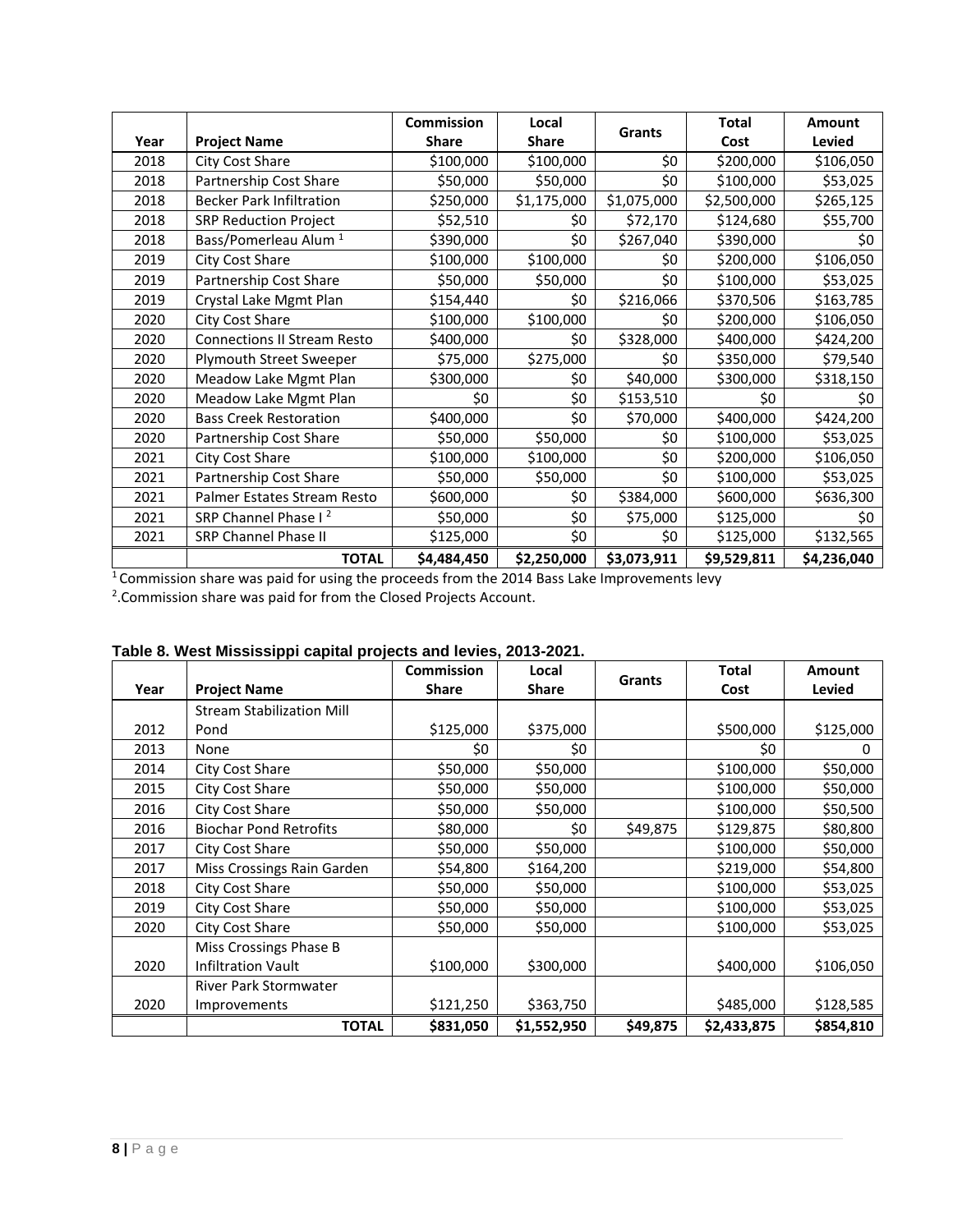| Year | Project Name | Commission Share | Local Share | Grants | Total Cost | Amount Levied |
|---|---|---|---|---|---|---|
| 2018 | City Cost Share | $100,000 | $100,000 | $0 | $200,000 | $106,050 |
| 2018 | Partnership Cost Share | $50,000 | $50,000 | $0 | $100,000 | $53,025 |
| 2018 | Becker Park Infiltration | $250,000 | $1,175,000 | $1,075,000 | $2,500,000 | $265,125 |
| 2018 | SRP Reduction Project | $52,510 | $0 | $72,170 | $124,680 | $55,700 |
| 2018 | Bass/Pomerleau Alum [1] | $390,000 | $0 | $267,040 | $390,000 | $0 |
| 2019 | City Cost Share | $100,000 | $100,000 | $0 | $200,000 | $106,050 |
| 2019 | Partnership Cost Share | $50,000 | $50,000 | $0 | $100,000 | $53,025 |
| 2019 | Crystal Lake Mgmt Plan | $154,440 | $0 | $216,066 | $370,506 | $163,785 |
| 2020 | City Cost Share | $100,000 | $100,000 | $0 | $200,000 | $106,050 |
| 2020 | Connections II Stream Resto | $400,000 | $0 | $328,000 | $400,000 | $424,200 |
| 2020 | Plymouth Street Sweeper | $75,000 | $275,000 | $0 | $350,000 | $79,540 |
| 2020 | Meadow Lake Mgmt Plan | $300,000 | $0 | $40,000 | $300,000 | $318,150 |
| 2020 | Meadow Lake Mgmt Plan | $0 | $0 | $153,510 | $0 | $0 |
| 2020 | Bass Creek Restoration | $400,000 | $0 | $70,000 | $400,000 | $424,200 |
| 2020 | Partnership Cost Share | $50,000 | $50,000 | $0 | $100,000 | $53,025 |
| 2021 | City Cost Share | $100,000 | $100,000 | $0 | $200,000 | $106,050 |
| 2021 | Partnership Cost Share | $50,000 | $50,000 | $0 | $100,000 | $53,025 |
| 2021 | Palmer Estates Stream Resto | $600,000 | $0 | $384,000 | $600,000 | $636,300 |
| 2021 | SRP Channel Phase I [2] | $50,000 | $0 | $75,000 | $125,000 | $0 |
| 2021 | SRP Channel Phase II | $125,000 | $0 | $0 | $125,000 | $132,565 |
| | **TOTAL** | **$4,484,450** | **$2,250,000** | **$3,073,911** | **$9,529,811** | **$4,236,040** |

[1] Commission share was paid for using the proceeds from the 2014 Bass Lake Improvements levy

[2]. Commission share was paid for from the Closed Projects Account.

**Table 8. West Mississippi capital projects and levies, 2013-2021.**

| Year | Project Name | Commission Share | Local Share | Grants | Total Cost | Amount Levied |
|---|---|---|---|---|---|---|
| 2012 | Stream Stabilization Mill Pond | $125,000 | $375,000 | | $500,000 | $125,000 |
| 2013 | None | $0 | $0 | | $0 | 0 |
| 2014 | City Cost Share | $50,000 | $50,000 | | $100,000 | $50,000 |
| 2015 | City Cost Share | $50,000 | $50,000 | | $100,000 | $50,000 |
| 2016 | City Cost Share | $50,000 | $50,000 | | $100,000 | $50,500 |
| 2016 | Biochar Pond Retrofits | $80,000 | $0 | $49,875 | $129,875 | $80,800 |
| 2017 | City Cost Share | $50,000 | $50,000 | | $100,000 | $50,000 |
| 2017 | Miss Crossings Rain Garden | $54,800 | $164,200 | | $219,000 | $54,800 |
| 2018 | City Cost Share | $50,000 | $50,000 | | $100,000 | $53,025 |
| 2019 | City Cost Share | $50,000 | $50,000 | | $100,000 | $53,025 |
| 2020 | City Cost Share | $50,000 | $50,000 | | $100,000 | $53,025 |
| 2020 | Miss Crossings Phase B Infiltration Vault | $100,000 | $300,000 | | $400,000 | $106,050 |
| 2020 | River Park Stormwater Improvements | $121,250 | $363,750 | | $485,000 | $128,585 |
| | **TOTAL** | **$831,050** | **$1,552,950** | **$49,875** | **$2,433,875** | **$854,810** |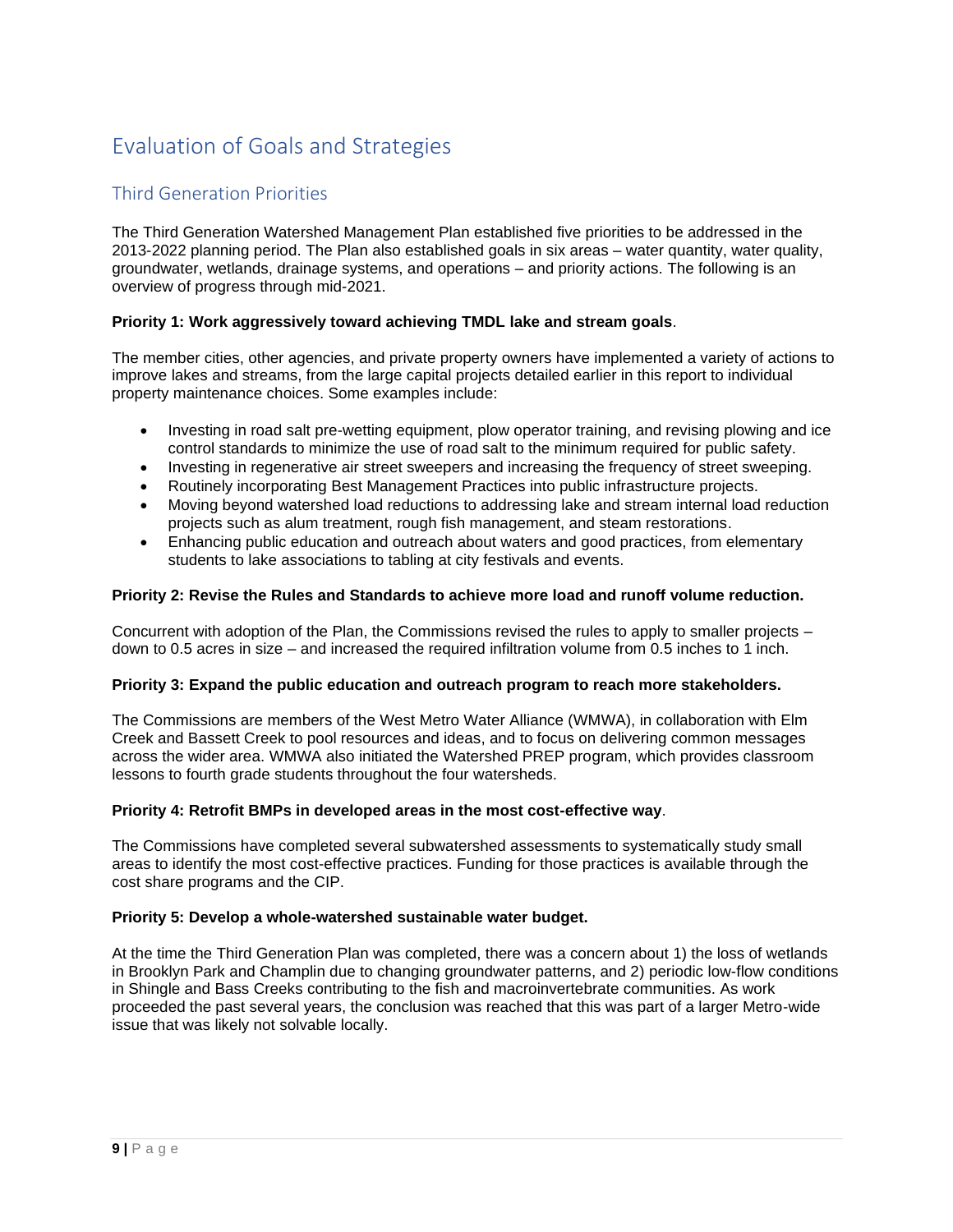# Evaluation of Goals and Strategies

## Third Generation Priorities

The Third Generation Watershed Management Plan established five priorities to be addressed in the 2013-2022 planning period. The Plan also established goals in six areas – water quantity, water quality, groundwater, wetlands, drainage systems, and operations – and priority actions. The following is an overview of progress through mid-2021.

**Priority 1: Work aggressively toward achieving TMDL lake and stream goals**.

The member cities, other agencies, and private property owners have implemented a variety of actions to improve lakes and streams, from the large capital projects detailed earlier in this report to individual property maintenance choices. Some examples include:

- Investing in road salt pre-wetting equipment, plow operator training, and revising plowing and ice control standards to minimize the use of road salt to the minimum required for public safety.
- Investing in regenerative air street sweepers and increasing the frequency of street sweeping.
- Routinely incorporating Best Management Practices into public infrastructure projects.
- Moving beyond watershed load reductions to addressing lake and stream internal load reduction projects such as alum treatment, rough fish management, and steam restorations.
- Enhancing public education and outreach about waters and good practices, from elementary students to lake associations to tabling at city festivals and events.

**Priority 2: Revise the Rules and Standards to achieve more load and runoff volume reduction.**

Concurrent with adoption of the Plan, the Commissions revised the rules to apply to smaller projects – down to 0.5 acres in size – and increased the required infiltration volume from 0.5 inches to 1 inch.

**Priority 3: Expand the public education and outreach program to reach more stakeholders.**

The Commissions are members of the West Metro Water Alliance (WMWA), in collaboration with Elm Creek and Bassett Creek to pool resources and ideas, and to focus on delivering common messages across the wider area. WMWA also initiated the Watershed PREP program, which provides classroom lessons to fourth grade students throughout the four watersheds.

**Priority 4: Retrofit BMPs in developed areas in the most cost-effective way**.

The Commissions have completed several subwatershed assessments to systematically study small areas to identify the most cost-effective practices. Funding for those practices is available through the cost share programs and the CIP.

**Priority 5: Develop a whole-watershed sustainable water budget.**

At the time the Third Generation Plan was completed, there was a concern about 1) the loss of wetlands in Brooklyn Park and Champlin due to changing groundwater patterns, and 2) periodic low-flow conditions in Shingle and Bass Creeks contributing to the fish and macroinvertebrate communities. As work proceeded the past several years, the conclusion was reached that this was part of a larger Metro-wide issue that was likely not solvable locally.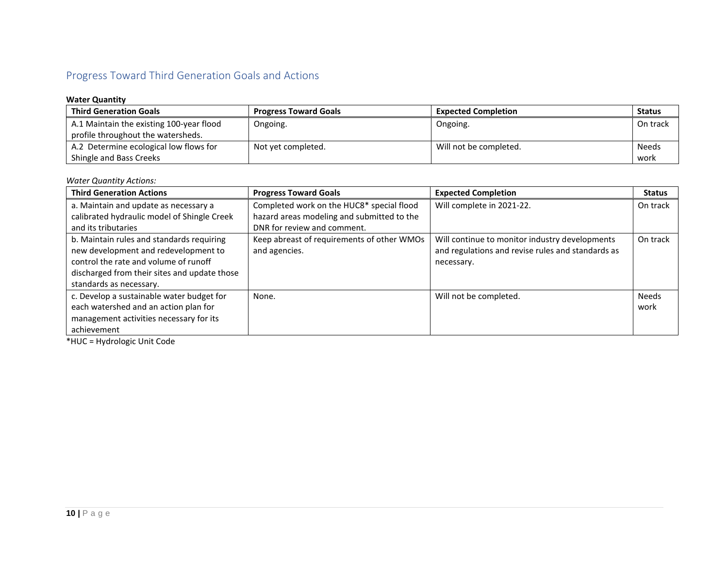## Progress Toward Third Generation Goals and Actions

**Water Quantity**

| Third Generation Goals | Progress Toward Goals | Expected Completion | Status |
|---|---|---|---|
| A.1 Maintain the existing 100-year flood profile throughout the watersheds. | Ongoing. | Ongoing. | On track |
| A.2 Determine ecological low flows for Shingle and Bass Creeks | Not yet completed. | Will not be completed. | Needs work |

*Water Quantity Actions:*

| Third Generation Actions | Progress Toward Goals | Expected Completion | Status |
|---|---|---|---|
| a. Maintain and update as necessary a calibrated hydraulic model of Shingle Creek and its tributaries | Completed work on the HUC8* special flood hazard areas modeling and submitted to the DNR for review and comment. | Will complete in 2021-22. | On track |
| b. Maintain rules and standards requiring new development and redevelopment to control the rate and volume of runoff discharged from their sites and update those standards as necessary. | Keep abreast of requirements of other WMOs and agencies. | Will continue to monitor industry developments and regulations and revise rules and standards as necessary. | On track |
| c. Develop a sustainable water budget for each watershed and an action plan for management activities necessary for its achievement | None. | Will not be completed. | Needs work |

*HUC = Hydrologic Unit Code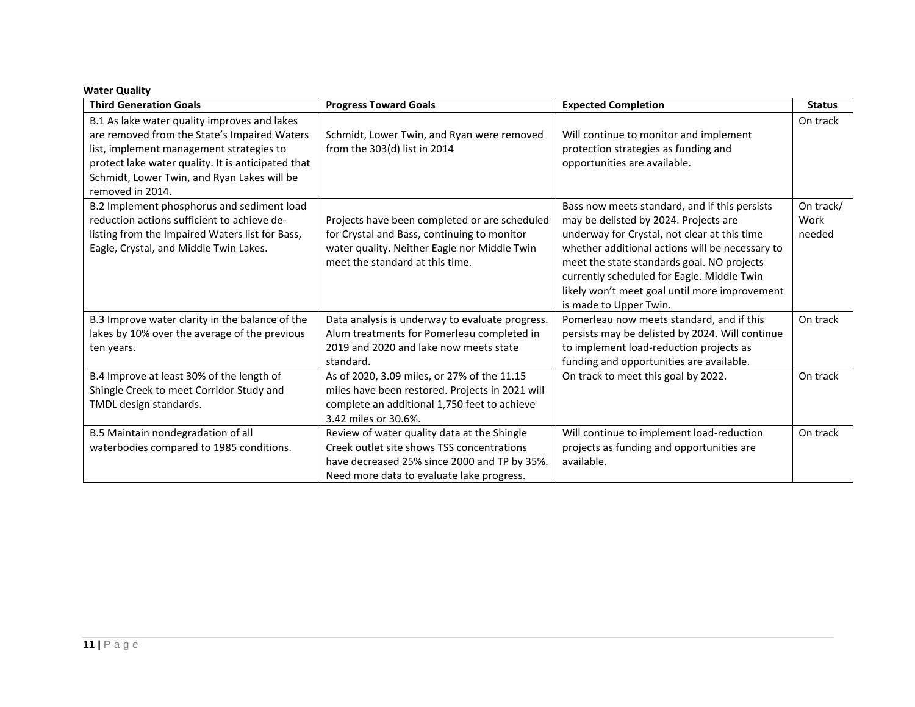**Water Quality**

| Third Generation Goals | Progress Toward Goals | Expected Completion | Status |
|---|---|---|---|
| B.1 As lake water quality improves and lakes are removed from the State's Impaired Waters list, implement management strategies to protect lake water quality. It is anticipated that Schmidt, Lower Twin, and Ryan Lakes will be removed in 2014. | Schmidt, Lower Twin, and Ryan were removed from the 303(d) list in 2014 | Will continue to monitor and implement protection strategies as funding and opportunities are available. | On track |
| B.2 Implement phosphorus and sediment load reduction actions sufficient to achieve de-listing from the Impaired Waters list for Bass, Eagle, Crystal, and Middle Twin Lakes. | Projects have been completed or are scheduled for Crystal and Bass, continuing to monitor water quality. Neither Eagle nor Middle Twin meet the standard at this time. | Bass now meets standard, and if this persists may be delisted by 2024. Projects are underway for Crystal, not clear at this time whether additional actions will be necessary to meet the state standards goal. NO projects currently scheduled for Eagle. Middle Twin likely won't meet goal until more improvement is made to Upper Twin. | On track/ Work needed |
| B.3 Improve water clarity in the balance of the lakes by 10% over the average of the previous ten years. | Data analysis is underway to evaluate progress. Alum treatments for Pomerleau completed in 2019 and 2020 and lake now meets state standard. | Pomerleau now meets standard, and if this persists may be delisted by 2024. Will continue to implement load-reduction projects as funding and opportunities are available. | On track |
| B.4 Improve at least 30% of the length of Shingle Creek to meet Corridor Study and TMDL design standards. | As of 2020, 3.09 miles, or 27% of the 11.15 miles have been restored. Projects in 2021 will complete an additional 1,750 feet to achieve 3.42 miles or 30.6%. | On track to meet this goal by 2022. | On track |
| B.5 Maintain nondegradation of all waterbodies compared to 1985 conditions. | Review of water quality data at the Shingle Creek outlet site shows TSS concentrations have decreased 25% since 2000 and TP by 35%. Need more data to evaluate lake progress. | Will continue to implement load-reduction projects as funding and opportunities are available. | On track |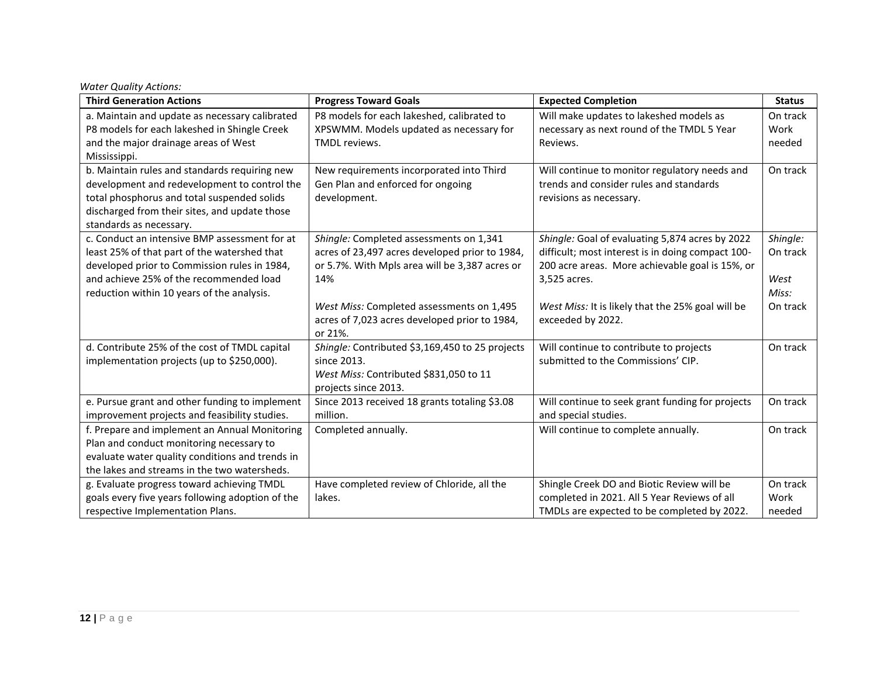*Water Quality Actions:*

| Third Generation Actions | Progress Toward Goals | Expected Completion | Status |
|---|---|---|---|
| a. Maintain and update as necessary calibrated P8 models for each lakeshed in Shingle Creek and the major drainage areas of West Mississippi. | P8 models for each lakeshed, calibrated to XPSWMM. Models updated as necessary for TMDL reviews. | Will make updates to lakeshed models as necessary as next round of the TMDL 5 Year Reviews. | On track Work needed |
| b. Maintain rules and standards requiring new development and redevelopment to control the total phosphorus and total suspended solids discharged from their sites, and update those standards as necessary. | New requirements incorporated into Third Gen Plan and enforced for ongoing development. | Will continue to monitor regulatory needs and trends and consider rules and standards revisions as necessary. | On track |
| c. Conduct an intensive BMP assessment for at least 25% of that part of the watershed that developed prior to Commission rules in 1984, and achieve 25% of the recommended load reduction within 10 years of the analysis. | *Shingle:* Completed assessments on 1,341 acres of 23,497 acres developed prior to 1984, or 5.7%. With Mpls area will be 3,387 acres or 14%<br><br>*West Miss:* Completed assessments on 1,495 acres of 7,023 acres developed prior to 1984, or 21%. | *Shingle:* Goal of evaluating 5,874 acres by 2022 difficult; most interest is in doing compact 100-200 acre areas. More achievable goal is 15%, or 3,525 acres.<br><br>*West Miss:* It is likely that the 25% goal will be exceeded by 2022. | *Shingle:* On track<br><br>*West Miss:* On track |
| d. Contribute 25% of the cost of TMDL capital implementation projects (up to $250,000). | *Shingle:* Contributed $3,169,450 to 25 projects since 2013.<br>*West Miss:* Contributed $831,050 to 11 projects since 2013. | Will continue to contribute to projects submitted to the Commissions' CIP. | On track |
| e. Pursue grant and other funding to implement improvement projects and feasibility studies. | Since 2013 received 18 grants totaling $3.08 million. | Will continue to seek grant funding for projects and special studies. | On track |
| f. Prepare and implement an Annual Monitoring Plan and conduct monitoring necessary to evaluate water quality conditions and trends in the lakes and streams in the two watersheds. | Completed annually. | Will continue to complete annually. | On track |
| g. Evaluate progress toward achieving TMDL goals every five years following adoption of the respective Implementation Plans. | Have completed review of Chloride, all the lakes. | Shingle Creek DO and Biotic Review will be completed in 2021. All 5 Year Reviews of all TMDLs are expected to be completed by 2022. | On track Work needed |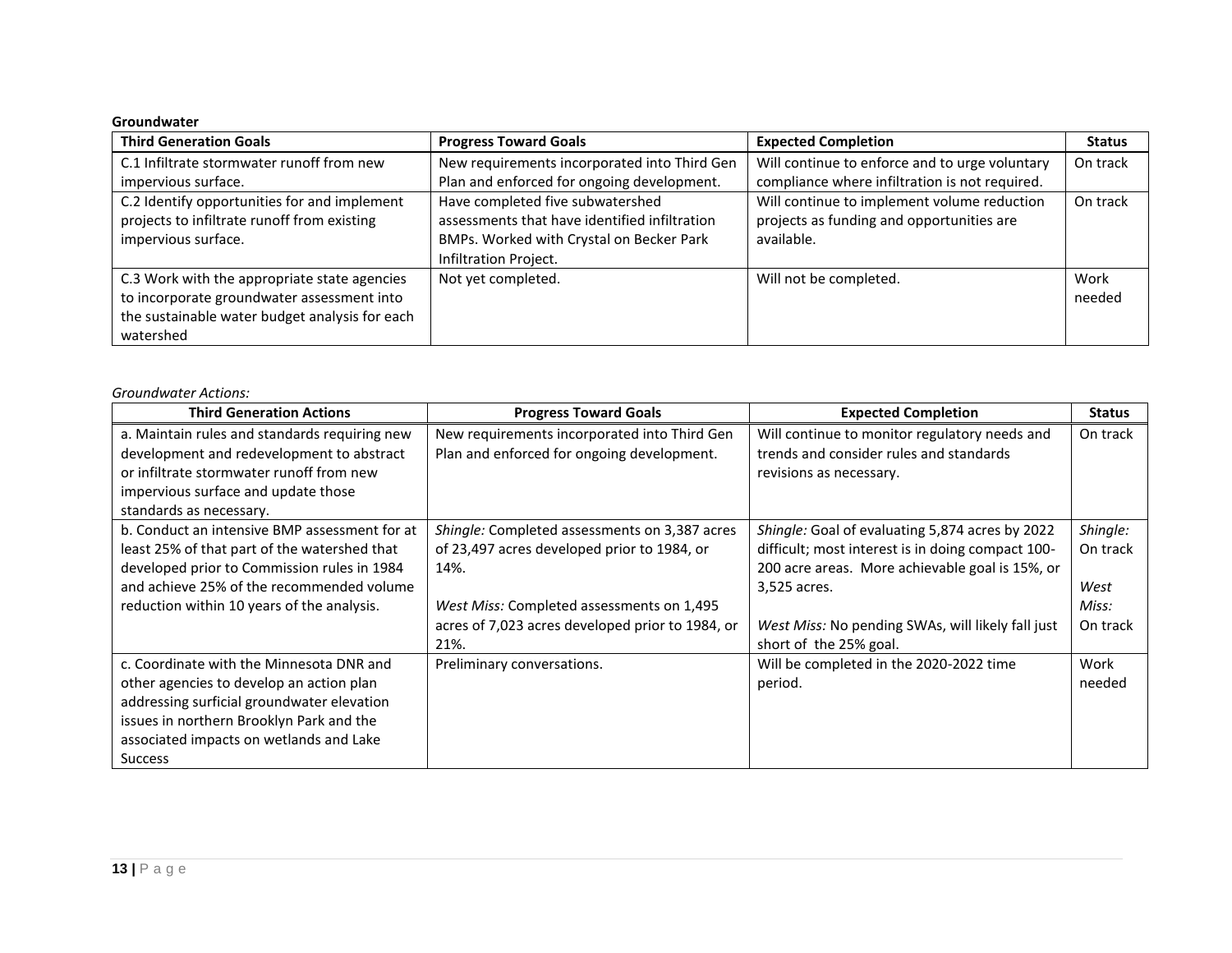**Groundwater**

| Third Generation Goals | Progress Toward Goals | Expected Completion | Status |
|---|---|---|---|
| C.1 Infiltrate stormwater runoff from new impervious surface. | New requirements incorporated into Third Gen Plan and enforced for ongoing development. | Will continue to enforce and to urge voluntary compliance where infiltration is not required. | On track |
| C.2 Identify opportunities for and implement projects to infiltrate runoff from existing impervious surface. | Have completed five subwatershed assessments that have identified infiltration BMPs. Worked with Crystal on Becker Park Infiltration Project. | Will continue to implement volume reduction projects as funding and opportunities are available. | On track |
| C.3 Work with the appropriate state agencies to incorporate groundwater assessment into the sustainable water budget analysis for each watershed | Not yet completed. | Will not be completed. | Work needed |

*Groundwater Actions:*

| Third Generation Actions | Progress Toward Goals | Expected Completion | Status |
|---|---|---|---|
| a. Maintain rules and standards requiring new development and redevelopment to abstract or infiltrate stormwater runoff from new impervious surface and update those standards as necessary. | New requirements incorporated into Third Gen Plan and enforced for ongoing development. | Will continue to monitor regulatory needs and trends and consider rules and standards revisions as necessary. | On track |
| b. Conduct an intensive BMP assessment for at least 25% of that part of the watershed that developed prior to Commission rules in 1984 and achieve 25% of the recommended volume reduction within 10 years of the analysis. | *Shingle:* Completed assessments on 3,387 acres of 23,497 acres developed prior to 1984, or 14%.<br><br>*West Miss:* Completed assessments on 1,495 acres of 7,023 acres developed prior to 1984, or 21%. | *Shingle:* Goal of evaluating 5,874 acres by 2022 difficult; most interest is in doing compact 100-200 acre areas. More achievable goal is 15%, or 3,525 acres.<br><br>*West Miss:* No pending SWAs, will likely fall just short of the 25% goal. | *Shingle:* On track<br><br>*West Miss:* On track |
| c. Coordinate with the Minnesota DNR and other agencies to develop an action plan addressing surficial groundwater elevation issues in northern Brooklyn Park and the associated impacts on wetlands and Lake Success | Preliminary conversations. | Will be completed in the 2020-2022 time period. | Work needed |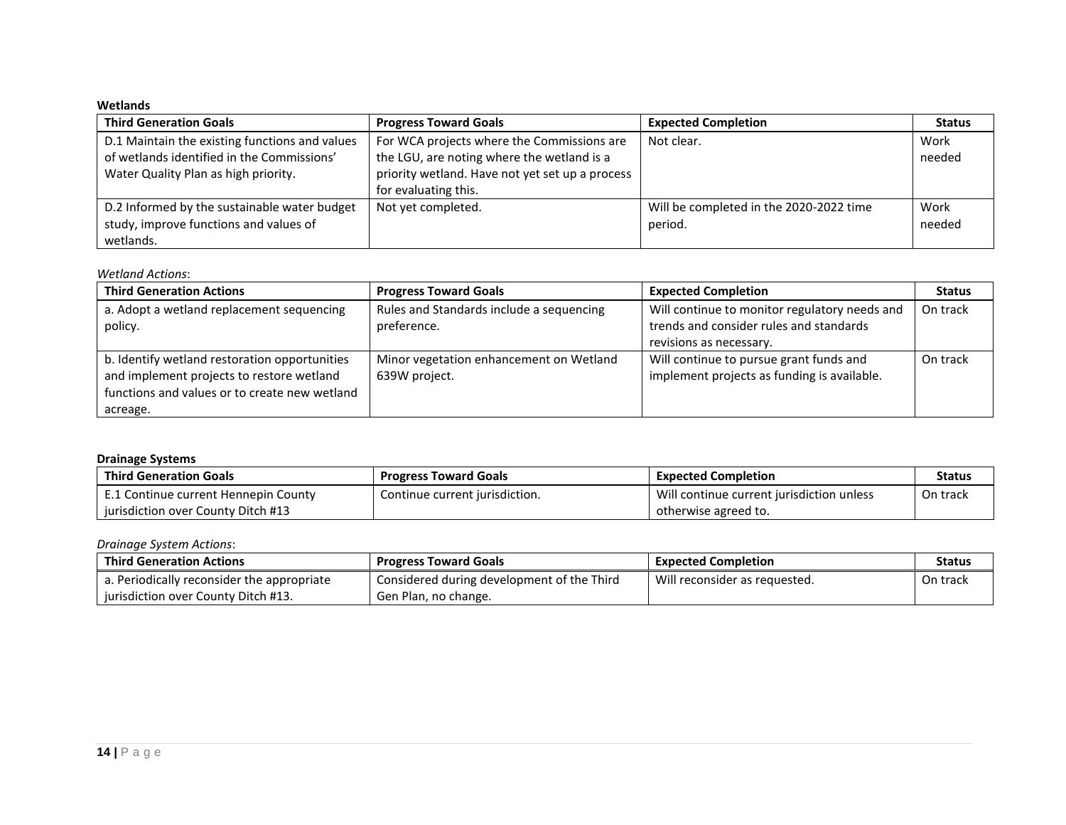**Wetlands**

| Third Generation Goals | Progress Toward Goals | Expected Completion | Status |
|---|---|---|---|
| D.1 Maintain the existing functions and values of wetlands identified in the Commissions' Water Quality Plan as high priority. | For WCA projects where the Commissions are the LGU, are noting where the wetland is a priority wetland. Have not yet set up a process for evaluating this. | Not clear. | Work needed |
| D.2 Informed by the sustainable water budget study, improve functions and values of wetlands. | Not yet completed. | Will be completed in the 2020-2022 time period. | Work needed |

*Wetland Actions*:

| Third Generation Actions | Progress Toward Goals | Expected Completion | Status |
|---|---|---|---|
| a. Adopt a wetland replacement sequencing policy. | Rules and Standards include a sequencing preference. | Will continue to monitor regulatory needs and trends and consider rules and standards revisions as necessary. | On track |
| b. Identify wetland restoration opportunities and implement projects to restore wetland functions and values or to create new wetland acreage. | Minor vegetation enhancement on Wetland 639W project. | Will continue to pursue grant funds and implement projects as funding is available. | On track |

**Drainage Systems**

| Third Generation Goals | Progress Toward Goals | Expected Completion | Status |
|---|---|---|---|
| E.1 Continue current Hennepin County jurisdiction over County Ditch #13 | Continue current jurisdiction. | Will continue current jurisdiction unless otherwise agreed to. | On track |

*Drainage System Actions*:

| Third Generation Actions | Progress Toward Goals | Expected Completion | Status |
|---|---|---|---|
| a. Periodically reconsider the appropriate jurisdiction over County Ditch #13. | Considered during development of the Third Gen Plan, no change. | Will reconsider as requested. | On track |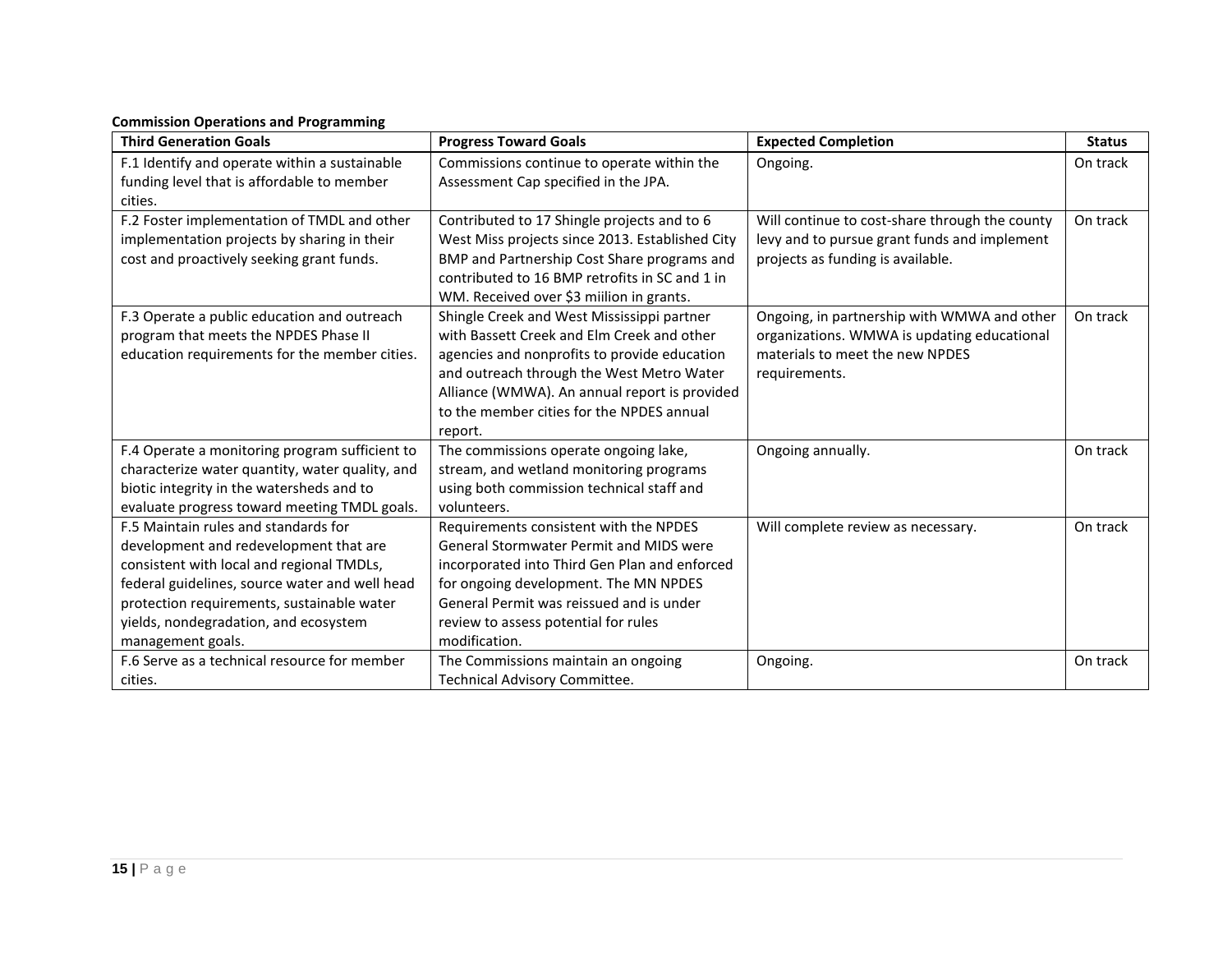**Commission Operations and Programming**

| Third Generation Goals | Progress Toward Goals | Expected Completion | Status |
|---|---|---|---|
| F.1 Identify and operate within a sustainable funding level that is affordable to member cities. | Commissions continue to operate within the Assessment Cap specified in the JPA. | Ongoing. | On track |
| F.2 Foster implementation of TMDL and other implementation projects by sharing in their cost and proactively seeking grant funds. | Contributed to 17 Shingle projects and to 6 West Miss projects since 2013. Established City BMP and Partnership Cost Share programs and contributed to 16 BMP retrofits in SC and 1 in WM. Received over $3 miilion in grants. | Will continue to cost-share through the county levy and to pursue grant funds and implement projects as funding is available. | On track |
| F.3 Operate a public education and outreach program that meets the NPDES Phase II education requirements for the member cities. | Shingle Creek and West Mississippi partner with Bassett Creek and Elm Creek and other agencies and nonprofits to provide education and outreach through the West Metro Water Alliance (WMWA). An annual report is provided to the member cities for the NPDES annual report. | Ongoing, in partnership with WMWA and other organizations. WMWA is updating educational materials to meet the new NPDES requirements. | On track |
| F.4 Operate a monitoring program sufficient to characterize water quantity, water quality, and biotic integrity in the watersheds and to evaluate progress toward meeting TMDL goals. | The commissions operate ongoing lake, stream, and wetland monitoring programs using both commission technical staff and volunteers. | Ongoing annually. | On track |
| F.5 Maintain rules and standards for development and redevelopment that are consistent with local and regional TMDLs, federal guidelines, source water and well head protection requirements, sustainable water yields, nondegradation, and ecosystem management goals. | Requirements consistent with the NPDES General Stormwater Permit and MIDS were incorporated into Third Gen Plan and enforced for ongoing development. The MN NPDES General Permit was reissued and is under review to assess potential for rules modification. | Will complete review as necessary. | On track |
| F.6 Serve as a technical resource for member cities. | The Commissions maintain an ongoing Technical Advisory Committee. | Ongoing. | On track |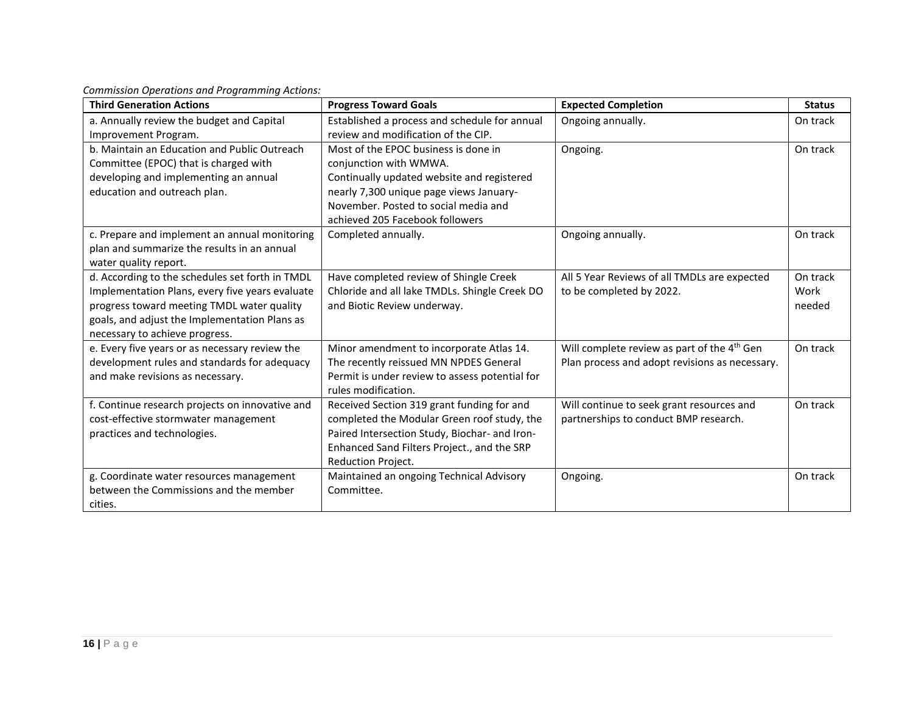*Commission Operations and Programming Actions:*

| Third Generation Actions | Progress Toward Goals | Expected Completion | Status |
|---|---|---|---|
| a. Annually review the budget and Capital Improvement Program. | Established a process and schedule for annual review and modification of the CIP. | Ongoing annually. | On track |
| b. Maintain an Education and Public Outreach Committee (EPOC) that is charged with developing and implementing an annual education and outreach plan. | Most of the EPOC business is done in conjunction with WMWA. Continually updated website and registered nearly 7,300 unique page views January-November. Posted to social media and achieved 205 Facebook followers | Ongoing. | On track |
| c. Prepare and implement an annual monitoring plan and summarize the results in an annual water quality report. | Completed annually. | Ongoing annually. | On track |
| d. According to the schedules set forth in TMDL Implementation Plans, every five years evaluate progress toward meeting TMDL water quality goals, and adjust the Implementation Plans as necessary to achieve progress. | Have completed review of Shingle Creek Chloride and all lake TMDLs. Shingle Creek DO and Biotic Review underway. | All 5 Year Reviews of all TMDLs are expected to be completed by 2022. | On track Work needed |
| e. Every five years or as necessary review the development rules and standards for adequacy and make revisions as necessary. | Minor amendment to incorporate Atlas 14. The recently reissued MN NPDES General Permit is under review to assess potential for rules modification. | Will complete review as part of the 4th Gen Plan process and adopt revisions as necessary. | On track |
| f. Continue research projects on innovative and cost-effective stormwater management practices and technologies. | Received Section 319 grant funding for and completed the Modular Green roof study, the Paired Intersection Study, Biochar- and Iron-Enhanced Sand Filters Project., and the SRP Reduction Project. | Will continue to seek grant resources and partnerships to conduct BMP research. | On track |
| g. Coordinate water resources management between the Commissions and the member cities. | Maintained an ongoing Technical Advisory Committee. | Ongoing. | On track |